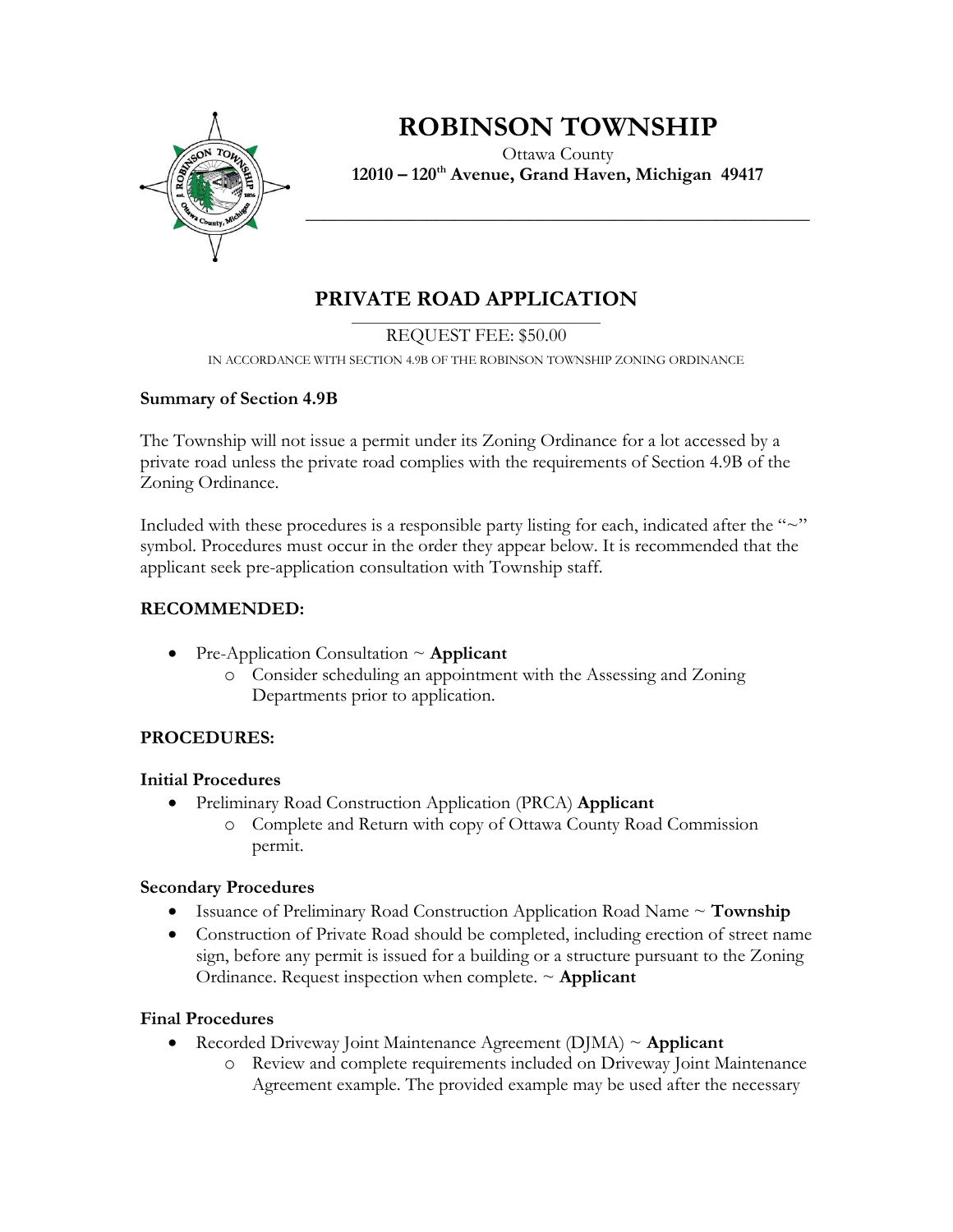# ROBINSON TOWNSHIP

Ottawa County
**12010 – 120th Avenue, Grand Haven, Michigan 49417**

## PRIVATE ROAD APPLICATION

REQUEST FEE: $50.00

IN ACCORDANCE WITH SECTION 4.9B OF THE ROBINSON TOWNSHIP ZONING ORDINANCE

**Summary of Section 4.9B**

The Township will not issue a permit under its Zoning Ordinance for a lot accessed by a private road unless the private road complies with the requirements of Section 4.9B of the Zoning Ordinance.

Included with these procedures is a responsible party listing for each, indicated after the "~" symbol. Procedures must occur in the order they appear below. It is recommended that the applicant seek pre-application consultation with Township staff.

### RECOMMENDED:

- Pre-Application Consultation ~ **Applicant**
  - Consider scheduling an appointment with the Assessing and Zoning Departments prior to application.

### PROCEDURES:

**Initial Procedures**

- Preliminary Road Construction Application (PRCA) **Applicant**
  - Complete and Return with copy of Ottawa County Road Commission permit.

**Secondary Procedures**

- Issuance of Preliminary Road Construction Application Road Name ~ **Township**
- Construction of Private Road should be completed, including erection of street name sign, before any permit is issued for a building or a structure pursuant to the Zoning Ordinance. Request inspection when complete. ~ **Applicant**

**Final Procedures**

- Recorded Driveway Joint Maintenance Agreement (DJMA) ~ **Applicant**
  - Review and complete requirements included on Driveway Joint Maintenance Agreement example. The provided example may be used after the necessary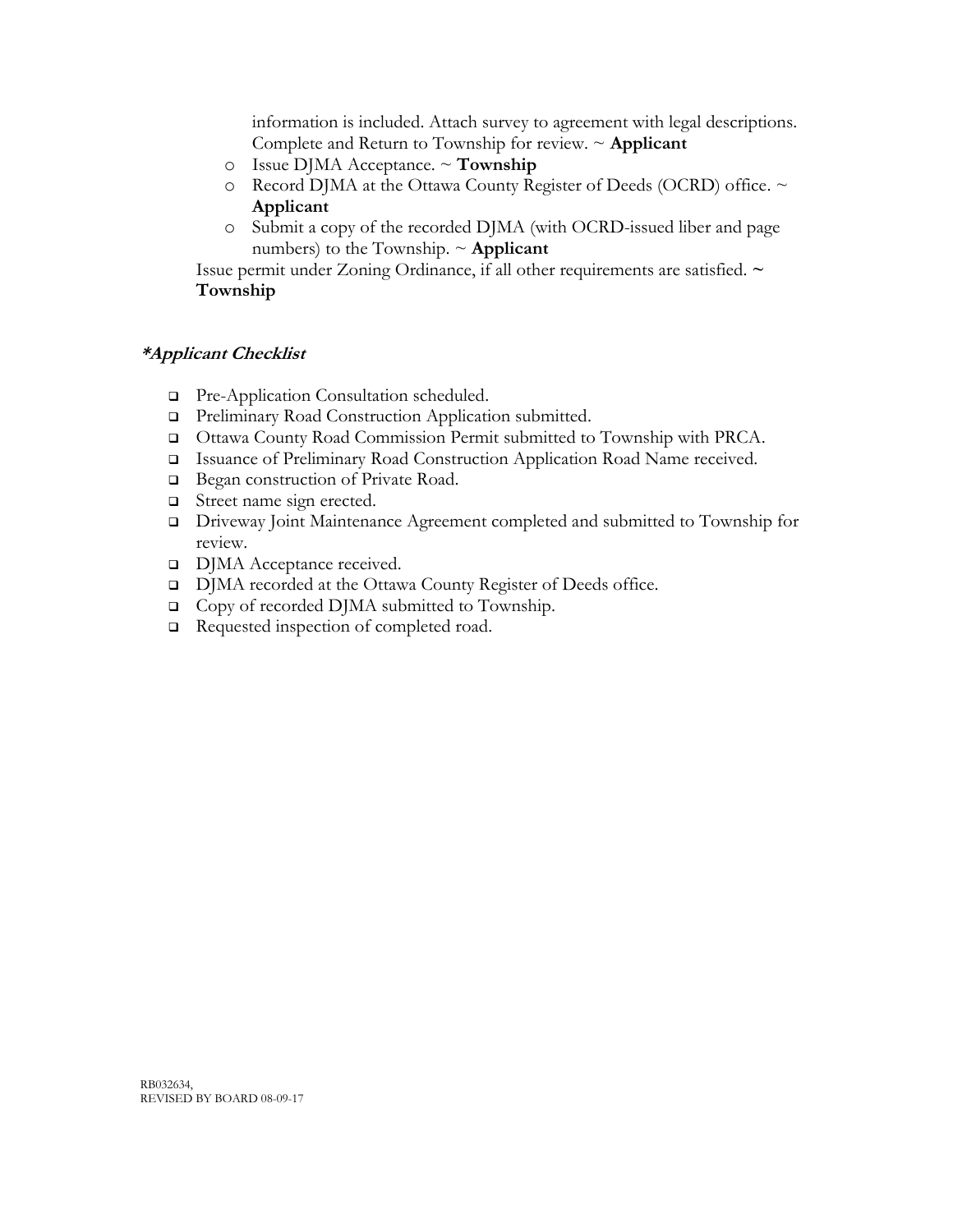information is included. Attach survey to agreement with legal descriptions. Complete and Return to Township for review. ~ **Applicant**

- Issue DJMA Acceptance. ~ **Township**
- Record DJMA at the Ottawa County Register of Deeds (OCRD) office. ~ **Applicant**
- Submit a copy of the recorded DJMA (with OCRD-issued liber and page numbers) to the Township. ~ **Applicant**

Issue permit under Zoning Ordinance, if all other requirements are satisfied. ~ **Township**

### ***\*Applicant Checklist***

- ☐ Pre-Application Consultation scheduled.
- ☐ Preliminary Road Construction Application submitted.
- ☐ Ottawa County Road Commission Permit submitted to Township with PRCA.
- ☐ Issuance of Preliminary Road Construction Application Road Name received.
- ☐ Began construction of Private Road.
- ☐ Street name sign erected.
- ☐ Driveway Joint Maintenance Agreement completed and submitted to Township for review.
- ☐ DJMA Acceptance received.
- ☐ DJMA recorded at the Ottawa County Register of Deeds office.
- ☐ Copy of recorded DJMA submitted to Township.
- ☐ Requested inspection of completed road.

RB032634,
REVISED BY BOARD 08-09-17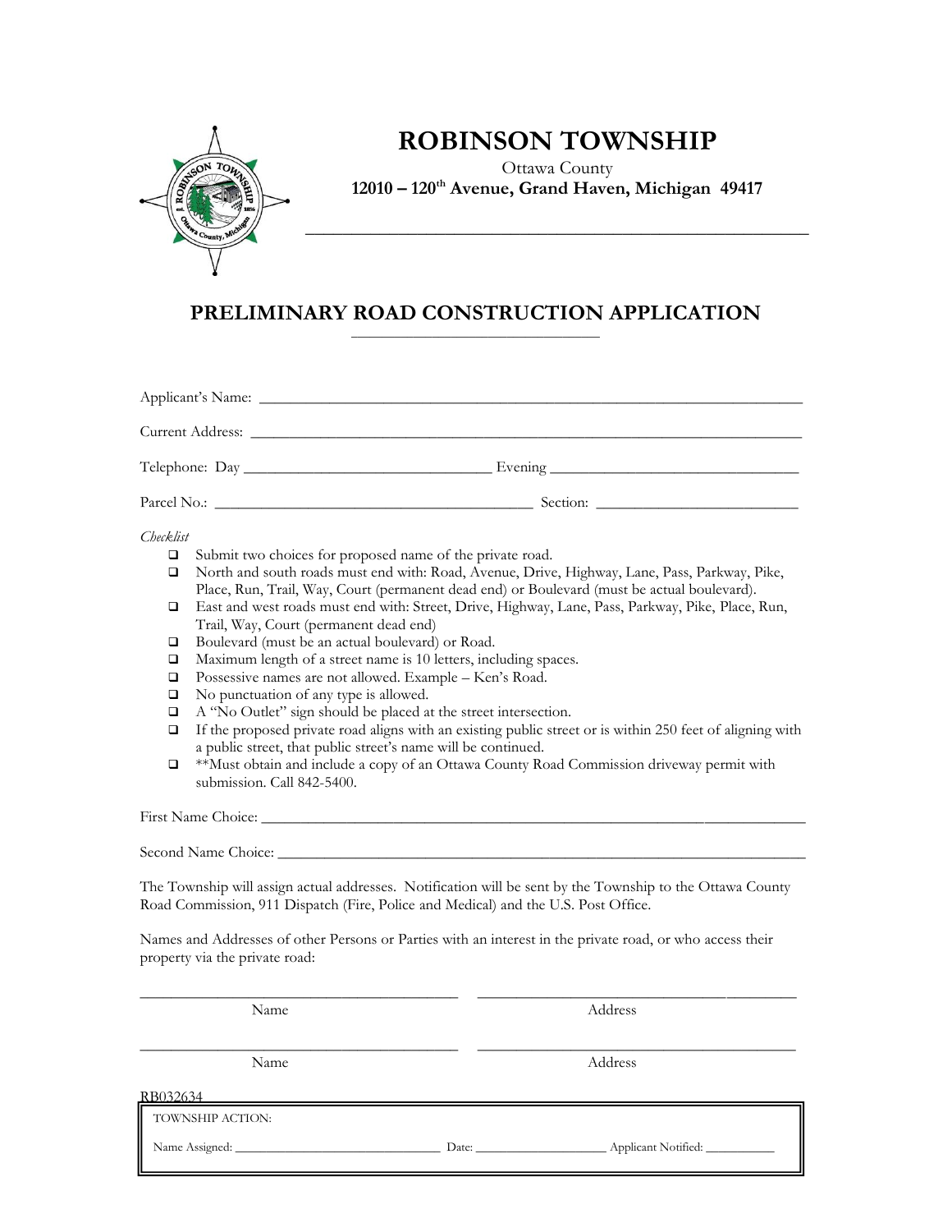# ROBINSON TOWNSHIP

Ottawa County

**12010 – 120th Avenue, Grand Haven, Michigan 49417**

## PRELIMINARY ROAD CONSTRUCTION APPLICATION

Applicant's Name: ______________________________

Current Address: ______________________________

Telephone: Day ______________________________ Evening ______________________________

Parcel No.: ______________________________ Section: ______________________________

*Checklist*

- ❑ Submit two choices for proposed name of the private road.
- ❑ North and south roads must end with: Road, Avenue, Drive, Highway, Lane, Pass, Parkway, Pike, Place, Run, Trail, Way, Court (permanent dead end) or Boulevard (must be actual boulevard).
- ❑ East and west roads must end with: Street, Drive, Highway, Lane, Pass, Parkway, Pike, Place, Run, Trail, Way, Court (permanent dead end)
- ❑ Boulevard (must be an actual boulevard) or Road.
- ❑ Maximum length of a street name is 10 letters, including spaces.
- ❑ Possessive names are not allowed. Example – Ken's Road.
- ❑ No punctuation of any type is allowed.
- ❑ A "No Outlet" sign should be placed at the street intersection.
- ❑ If the proposed private road aligns with an existing public street or is within 250 feet of aligning with a public street, that public street's name will be continued.
- ❑ **Must obtain and include a copy of an Ottawa County Road Commission driveway permit with submission. Call 842-5400.

First Name Choice: ______________________________

Second Name Choice: ______________________________

The Township will assign actual addresses. Notification will be sent by the Township to the Ottawa County Road Commission, 911 Dispatch (Fire, Police and Medical) and the U.S. Post Office.

Names and Addresses of other Persons or Parties with an interest in the private road, or who access their property via the private road:

______________________________ ______________________________
Name Address

______________________________ ______________________________
Name Address

RB032634

| TOWNSHIP ACTION: | | |
|---|---|---|
| Name Assigned: ______________ | Date: ______________ | Applicant Notified: ______________ |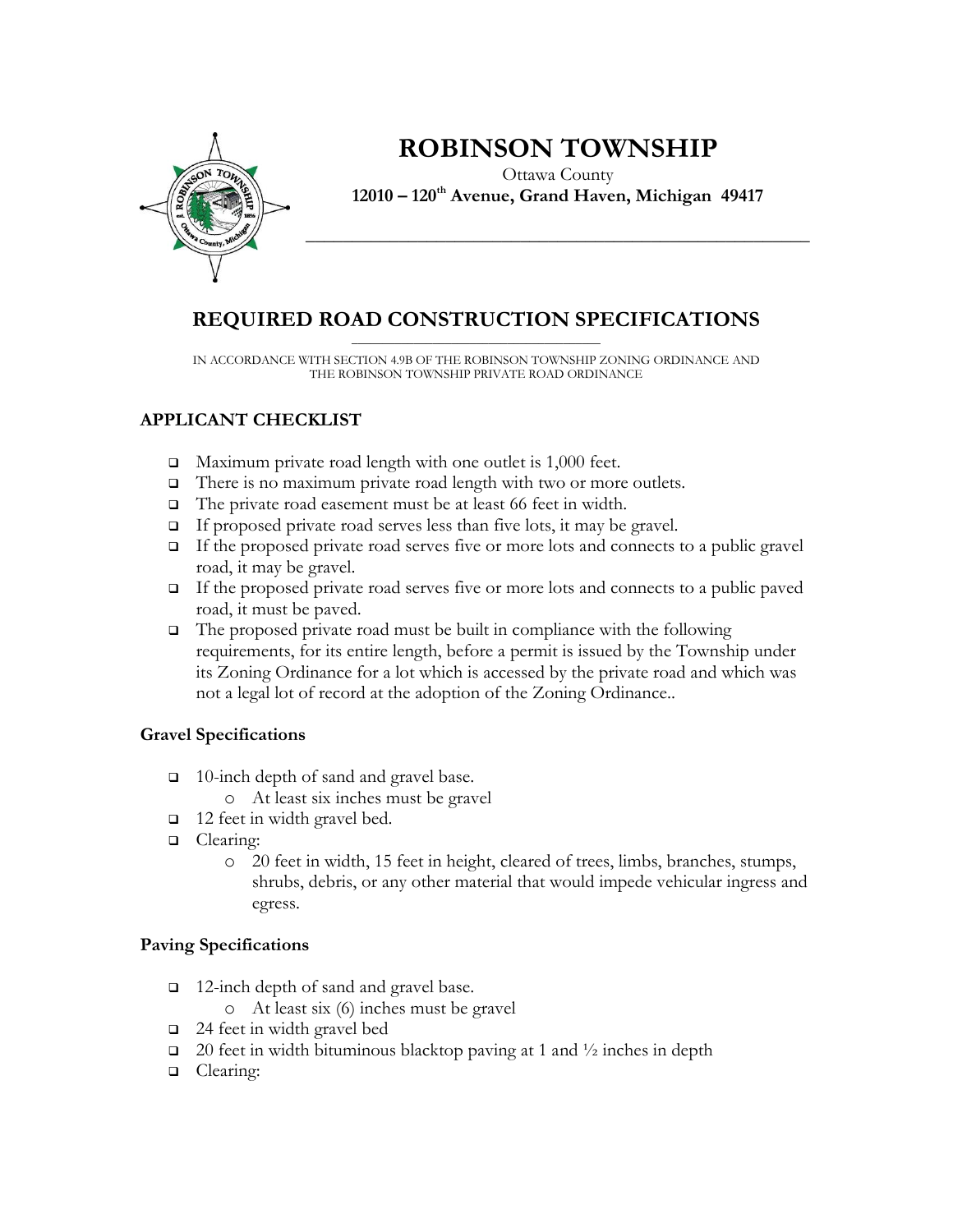# ROBINSON TOWNSHIP

Ottawa County

**12010 – 120th Avenue, Grand Haven, Michigan 49417**

## REQUIRED ROAD CONSTRUCTION SPECIFICATIONS

IN ACCORDANCE WITH SECTION 4.9B OF THE ROBINSON TOWNSHIP ZONING ORDINANCE AND THE ROBINSON TOWNSHIP PRIVATE ROAD ORDINANCE

### APPLICANT CHECKLIST

- ❑ Maximum private road length with one outlet is 1,000 feet.
- ❑ There is no maximum private road length with two or more outlets.
- ❑ The private road easement must be at least 66 feet in width.
- ❑ If proposed private road serves less than five lots, it may be gravel.
- ❑ If the proposed private road serves five or more lots and connects to a public gravel road, it may be gravel.
- ❑ If the proposed private road serves five or more lots and connects to a public paved road, it must be paved.
- ❑ The proposed private road must be built in compliance with the following requirements, for its entire length, before a permit is issued by the Township under its Zoning Ordinance for a lot which is accessed by the private road and which was not a legal lot of record at the adoption of the Zoning Ordinance..

#### Gravel Specifications

- ❑ 10-inch depth of sand and gravel base.
  - o At least six inches must be gravel
- ❑ 12 feet in width gravel bed.
- ❑ Clearing:
  - o 20 feet in width, 15 feet in height, cleared of trees, limbs, branches, stumps, shrubs, debris, or any other material that would impede vehicular ingress and egress.

#### Paving Specifications

- ❑ 12-inch depth of sand and gravel base.
  - o At least six (6) inches must be gravel
- ❑ 24 feet in width gravel bed
- ❑ 20 feet in width bituminous blacktop paving at 1 and ½ inches in depth
- ❑ Clearing: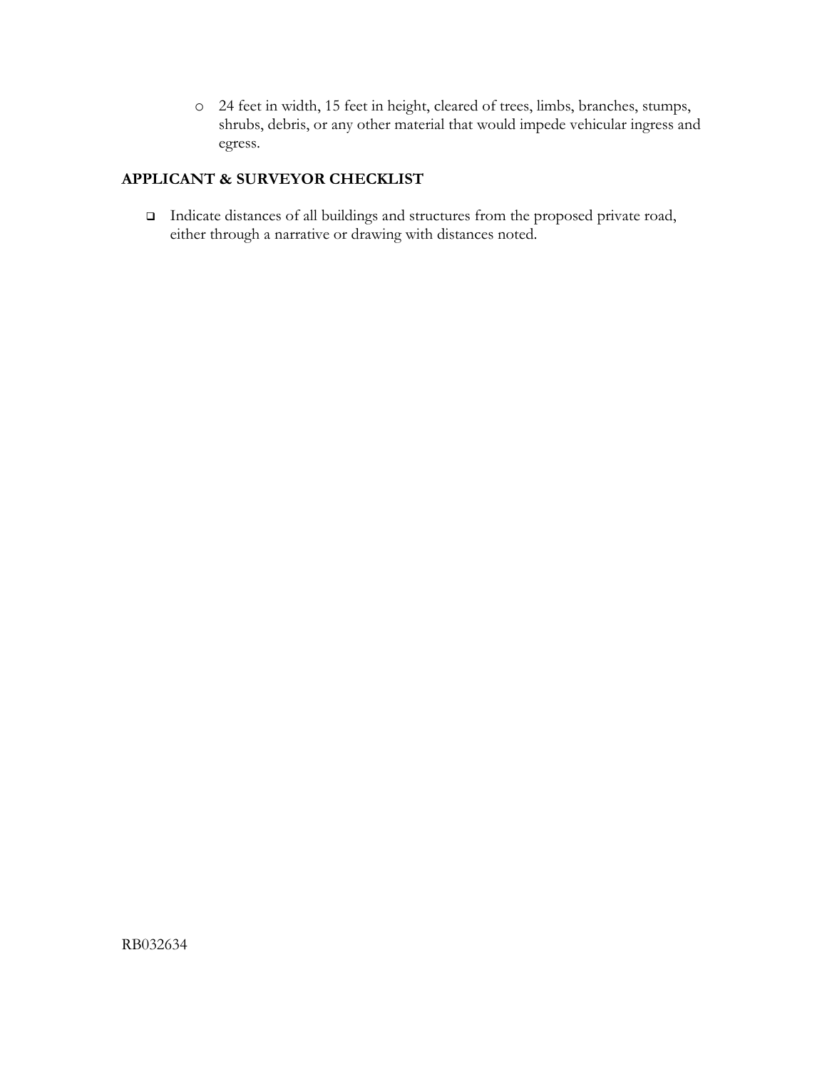- 24 feet in width, 15 feet in height, cleared of trees, limbs, branches, stumps, shrubs, debris, or any other material that would impede vehicular ingress and egress.

**APPLICANT & SURVEYOR CHECKLIST**

- [ ] Indicate distances of all buildings and structures from the proposed private road, either through a narrative or drawing with distances noted.

RB032634